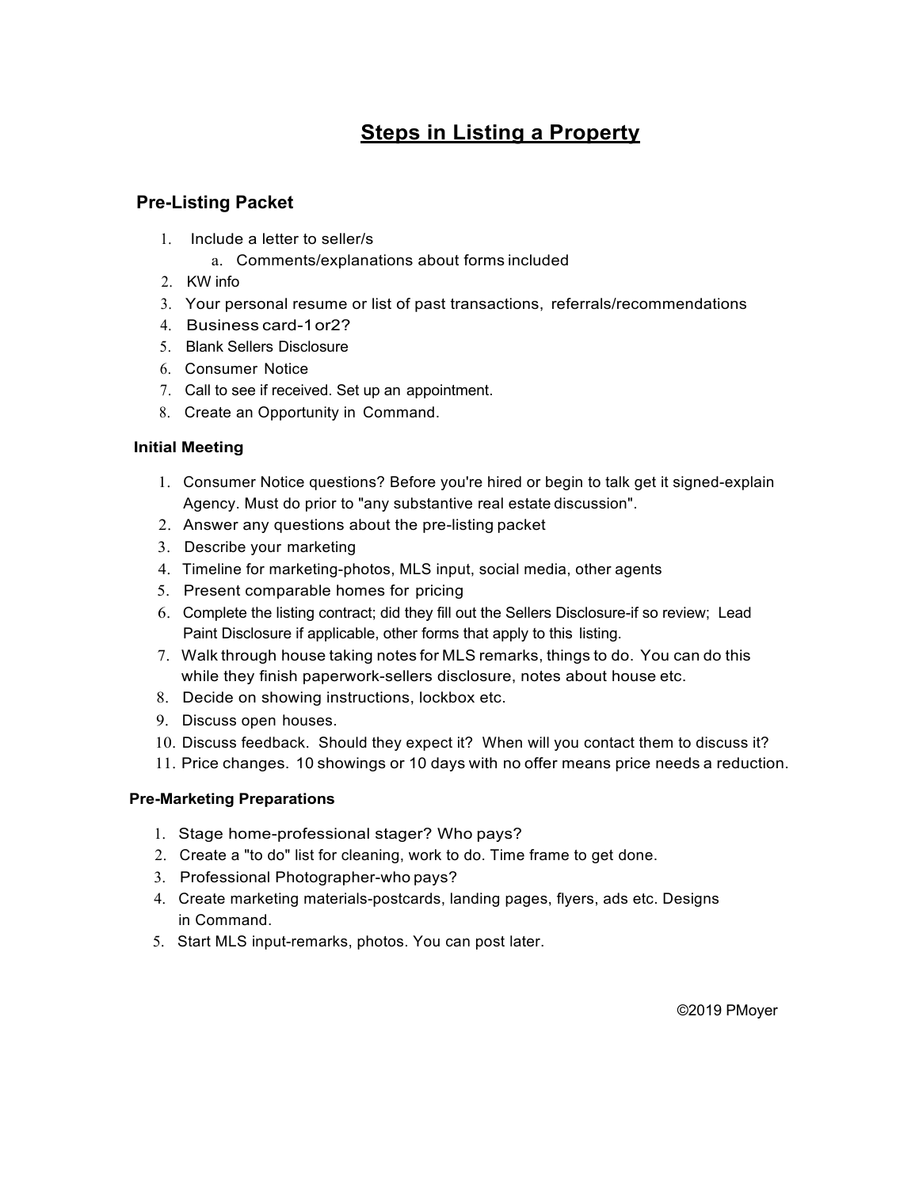# Steps in Listing a Property

## Pre-Listing Packet

1. Include a letter to seller/s
   a. Comments/explanations about forms included
2. KW info
3. Your personal resume or list of past transactions, referrals/recommendations
4. Business card-1 or 2?
5. Blank Sellers Disclosure
6. Consumer Notice
7. Call to see if received. Set up an appointment.
8. Create an Opportunity in Command.

### Initial Meeting

1. Consumer Notice questions? Before you're hired or begin to talk get it signed-explain Agency. Must do prior to "any substantive real estate discussion".
2. Answer any questions about the pre-listing packet
3. Describe your marketing
4. Timeline for marketing-photos, MLS input, social media, other agents
5. Present comparable homes for pricing
6. Complete the listing contract; did they fill out the Sellers Disclosure-if so review; Lead Paint Disclosure if applicable, other forms that apply to this listing.
7. Walk through house taking notes for MLS remarks, things to do. You can do this while they finish paperwork-sellers disclosure, notes about house etc.
8. Decide on showing instructions, lockbox etc.
9. Discuss open houses.
10. Discuss feedback. Should they expect it? When will you contact them to discuss it?
11. Price changes. 10 showings or 10 days with no offer means price needs a reduction.

### Pre-Marketing Preparations

1. Stage home-professional stager? Who pays?
2. Create a "to do" list for cleaning, work to do. Time frame to get done.
3. Professional Photographer-who pays?
4. Create marketing materials-postcards, landing pages, flyers, ads etc. Designs in Command.
5. Start MLS input-remarks, photos. You can post later.

©2019 PMoyer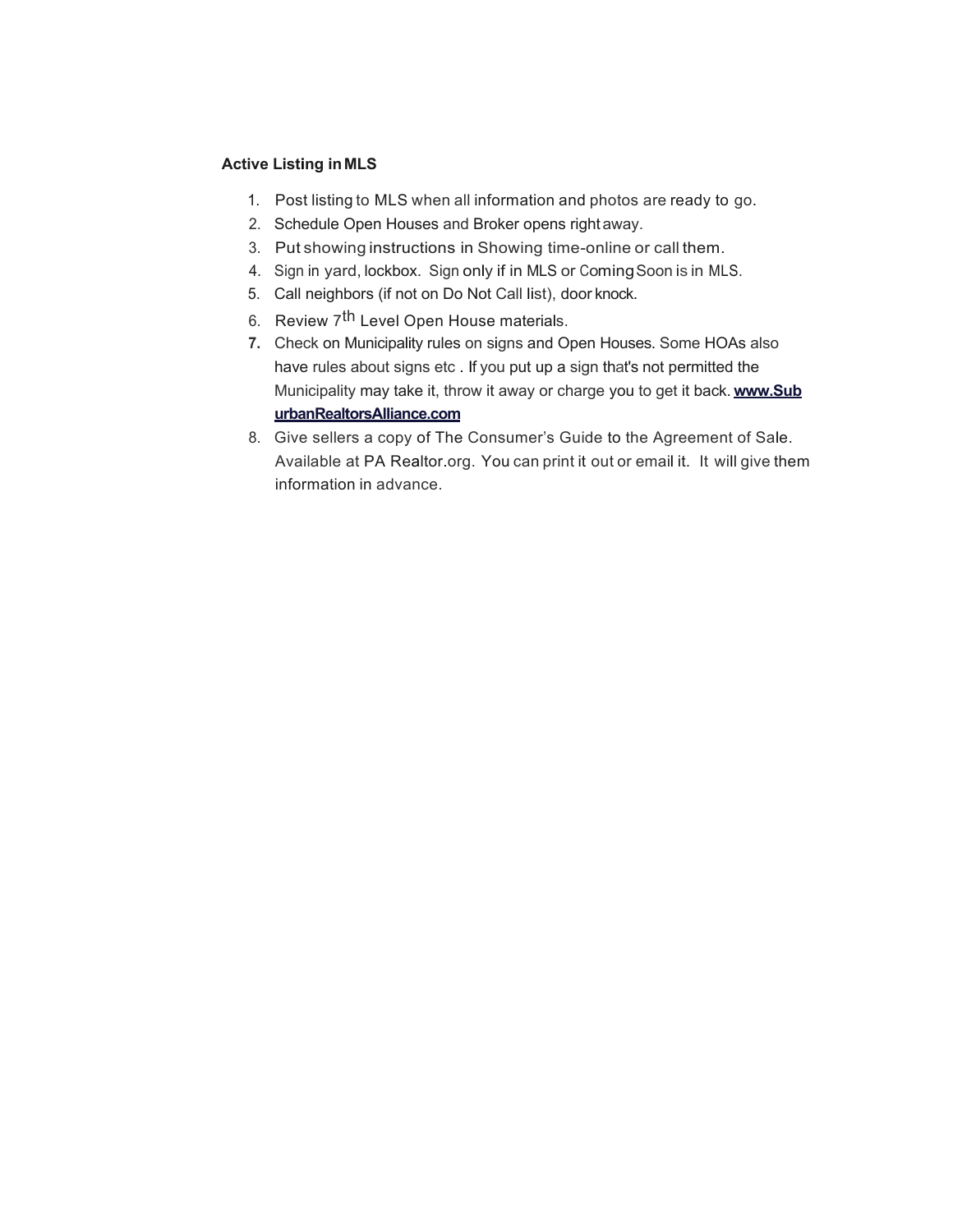**Active Listing in MLS**

1. Post listing to MLS when all information and photos are ready to go.
2. Schedule Open Houses and Broker opens right away.
3. Put showing instructions in Showing time-online or call them.
4. Sign in yard, lockbox. Sign only if in MLS or Coming Soon is in MLS.
5. Call neighbors (if not on Do Not Call list), door knock.
6. Review 7th Level Open House materials.
7. Check on Municipality rules on signs and Open Houses. Some HOAs also have rules about signs etc . If you put up a sign that's not permitted the Municipality may take it, throw it away or charge you to get it back. **www.SuburbanRealtorsAlliance.com**
8. Give sellers a copy of The Consumer's Guide to the Agreement of Sale. Available at PA Realtor.org. You can print it out or email it. It will give them information in advance.